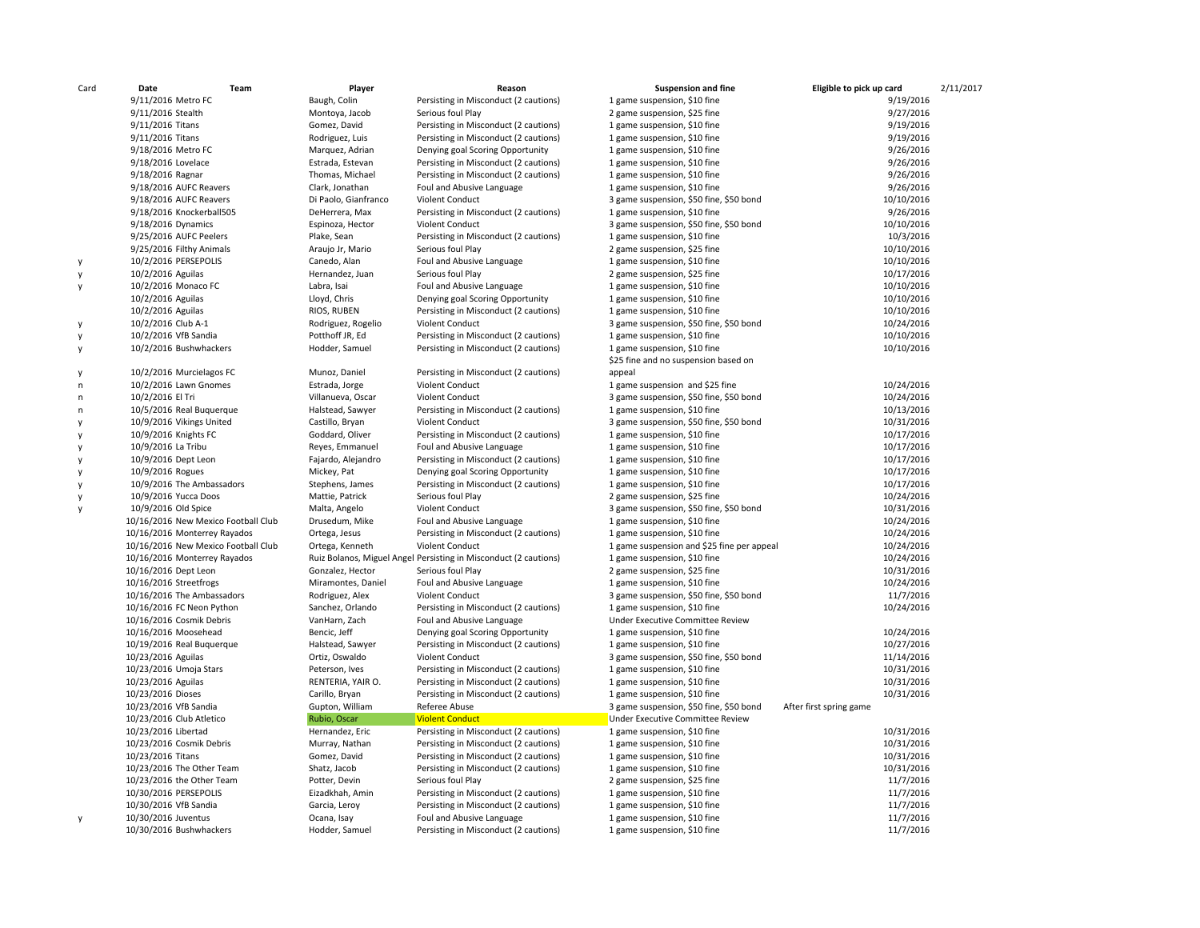| Card | Date | Team | Player | Reason | Suspension and fine | Eligible to pick up card | 2/11/2017 |
|---|---|---|---|---|---|---|---|
| | 9/11/2016 | Metro FC | Baugh, Colin | Persisting in Misconduct (2 cautions) | 1 game suspension, $10 fine | 9/19/2016 | |
| | 9/11/2016 | Stealth | Montoya, Jacob | Serious foul Play | 2 game suspension, $25 fine | 9/27/2016 | |
| | 9/11/2016 | Titans | Gomez, David | Persisting in Misconduct (2 cautions) | 1 game suspension, $10 fine | 9/19/2016 | |
| | 9/11/2016 | Titans | Rodriguez, Luis | Persisting in Misconduct (2 cautions) | 1 game suspension, $10 fine | 9/19/2016 | |
| | 9/18/2016 | Metro FC | Marquez, Adrian | Denying goal Scoring Opportunity | 1 game suspension, $10 fine | 9/26/2016 | |
| | 9/18/2016 | Lovelace | Estrada, Estevan | Persisting in Misconduct (2 cautions) | 1 game suspension, $10 fine | 9/26/2016 | |
| | 9/18/2016 | Ragnar | Thomas, Michael | Persisting in Misconduct (2 cautions) | 1 game suspension, $10 fine | 9/26/2016 | |
| | 9/18/2016 | AUFC Reavers | Clark, Jonathan | Foul and Abusive Language | 1 game suspension, $10 fine | 9/26/2016 | |
| | 9/18/2016 | AUFC Reavers | Di Paolo, Gianfranco | Violent Conduct | 3 game suspension, $50 fine, $50 bond | 10/10/2016 | |
| | 9/18/2016 | Knockerball505 | DeHerrera, Max | Persisting in Misconduct (2 cautions) | 1 game suspension, $10 fine | 9/26/2016 | |
| | 9/18/2016 | Dynamics | Espinoza, Hector | Violent Conduct | 3 game suspension, $50 fine, $50 bond | 10/10/2016 | |
| | 9/25/2016 | AUFC Peelers | Plake, Sean | Persisting in Misconduct (2 cautions) | 1 game suspension, $10 fine | 10/3/2016 | |
| | 9/25/2016 | Filthy Animals | Araujo Jr, Mario | Serious foul Play | 2 game suspension, $25 fine | 10/10/2016 | |
| y | 10/2/2016 | PERSEPOLIS | Canedo, Alan | Foul and Abusive Language | 1 game suspension, $10 fine | 10/10/2016 | |
| y | 10/2/2016 | Aguilas | Hernandez, Juan | Serious foul Play | 2 game suspension, $25 fine | 10/17/2016 | |
| y | 10/2/2016 | Monaco FC | Labra, Isai | Foul and Abusive Language | 1 game suspension, $10 fine | 10/10/2016 | |
| | 10/2/2016 | Aguilas | Lloyd, Chris | Denying goal Scoring Opportunity | 1 game suspension, $10 fine | 10/10/2016 | |
| | 10/2/2016 | Aguilas | RIOS, RUBEN | Persisting in Misconduct (2 cautions) | 1 game suspension, $10 fine | 10/10/2016 | |
| y | 10/2/2016 | Club A-1 | Rodriguez, Rogelio | Violent Conduct | 3 game suspension, $50 fine, $50 bond | 10/24/2016 | |
| y | 10/2/2016 | VfB Sandia | Potthoff JR, Ed | Persisting in Misconduct (2 cautions) | 1 game suspension, $10 fine | 10/10/2016 | |
| y | 10/2/2016 | Bushwhackers | Hodder, Samuel | Persisting in Misconduct (2 cautions) | 1 game suspension, $10 fine | 10/10/2016 | |
| y | 10/2/2016 | Murcielagos FC | Munoz, Daniel | Persisting in Misconduct (2 cautions) | $25 fine and no suspension based on appeal | | |
| n | 10/2/2016 | Lawn Gnomes | Estrada, Jorge | Violent Conduct | 1 game suspension and $25 fine | 10/24/2016 | |
| n | 10/2/2016 | El Tri | Villanueva, Oscar | Violent Conduct | 3 game suspension, $50 fine, $50 bond | 10/24/2016 | |
| n | 10/5/2016 | Real Buquerque | Halstead, Sawyer | Persisting in Misconduct (2 cautions) | 1 game suspension, $10 fine | 10/13/2016 | |
| y | 10/9/2016 | Vikings United | Castillo, Bryan | Violent Conduct | 3 game suspension, $50 fine, $50 bond | 10/31/2016 | |
| y | 10/9/2016 | Knights FC | Goddard, Oliver | Persisting in Misconduct (2 cautions) | 1 game suspension, $10 fine | 10/17/2016 | |
| y | 10/9/2016 | La Tribu | Reyes, Emmanuel | Foul and Abusive Language | 1 game suspension, $10 fine | 10/17/2016 | |
| y | 10/9/2016 | Dept Leon | Fajardo, Alejandro | Persisting in Misconduct (2 cautions) | 1 game suspension, $10 fine | 10/17/2016 | |
| y | 10/9/2016 | Rogues | Mickey, Pat | Denying goal Scoring Opportunity | 1 game suspension, $10 fine | 10/17/2016 | |
| y | 10/9/2016 | The Ambassadors | Stephens, James | Persisting in Misconduct (2 cautions) | 1 game suspension, $10 fine | 10/17/2016 | |
| y | 10/9/2016 | Yucca Doos | Mattie, Patrick | Serious foul Play | 2 game suspension, $25 fine | 10/24/2016 | |
| y | 10/9/2016 | Old Spice | Malta, Angelo | Violent Conduct | 3 game suspension, $50 fine, $50 bond | 10/31/2016 | |
| | 10/16/2016 | New Mexico Football Club | Drusedum, Mike | Foul and Abusive Language | 1 game suspension, $10 fine | 10/24/2016 | |
| | 10/16/2016 | Monterrey Rayados | Ortega, Jesus | Persisting in Misconduct (2 cautions) | 1 game suspension, $10 fine | 10/24/2016 | |
| | 10/16/2016 | New Mexico Football Club | Ortega, Kenneth | Violent Conduct | 1 game suspension and $25 fine per appeal | 10/24/2016 | |
| | 10/16/2016 | Monterrey Rayados | Ruiz Bolanos, Miguel Angel | Persisting in Misconduct (2 cautions) | 1 game suspension, $10 fine | 10/24/2016 | |
| | 10/16/2016 | Dept Leon | Gonzalez, Hector | Serious foul Play | 2 game suspension, $25 fine | 10/31/2016 | |
| | 10/16/2016 | Streetfrogs | Miramontes, Daniel | Foul and Abusive Language | 1 game suspension, $10 fine | 10/24/2016 | |
| | 10/16/2016 | The Ambassadors | Rodriguez, Alex | Violent Conduct | 3 game suspension, $50 fine, $50 bond | 11/7/2016 | |
| | 10/16/2016 | FC Neon Python | Sanchez, Orlando | Persisting in Misconduct (2 cautions) | 1 game suspension, $10 fine | 10/24/2016 | |
| | 10/16/2016 | Cosmik Debris | VanHarn, Zach | Foul and Abusive Language | Under Executive Committee Review | | |
| | 10/16/2016 | Moosehead | Bencic, Jeff | Denying goal Scoring Opportunity | 1 game suspension, $10 fine | 10/24/2016 | |
| | 10/19/2016 | Real Buquerque | Halstead, Sawyer | Persisting in Misconduct (2 cautions) | 1 game suspension, $10 fine | 10/27/2016 | |
| | 10/23/2016 | Aguilas | Ortiz, Oswaldo | Violent Conduct | 3 game suspension, $50 fine, $50 bond | 11/14/2016 | |
| | 10/23/2016 | Umoja Stars | Peterson, Ives | Persisting in Misconduct (2 cautions) | 1 game suspension, $10 fine | 10/31/2016 | |
| | 10/23/2016 | Aguilas | RENTERIA, YAIR O. | Persisting in Misconduct (2 cautions) | 1 game suspension, $10 fine | 10/31/2016 | |
| | 10/23/2016 | Dioses | Carillo, Bryan | Persisting in Misconduct (2 cautions) | 1 game suspension, $10 fine | 10/31/2016 | |
| | 10/23/2016 | VfB Sandia | Gupton, William | Referee Abuse | 3 game suspension, $50 fine, $50 bond | After first spring game | |
| | 10/23/2016 | Club Atletico | Rubio, Oscar | Violent Conduct | Under Executive Committee Review | | |
| | 10/23/2016 | Libertad | Hernandez, Eric | Persisting in Misconduct (2 cautions) | 1 game suspension, $10 fine | 10/31/2016 | |
| | 10/23/2016 | Cosmik Debris | Murray, Nathan | Persisting in Misconduct (2 cautions) | 1 game suspension, $10 fine | 10/31/2016 | |
| | 10/23/2016 | Titans | Gomez, David | Persisting in Misconduct (2 cautions) | 1 game suspension, $10 fine | 10/31/2016 | |
| | 10/23/2016 | The Other Team | Shatz, Jacob | Persisting in Misconduct (2 cautions) | 1 game suspension, $10 fine | 10/31/2016 | |
| | 10/23/2016 | the Other Team | Potter, Devin | Serious foul Play | 2 game suspension, $25 fine | 11/7/2016 | |
| | 10/30/2016 | PERSEPOLIS | Eizadkhah, Amin | Persisting in Misconduct (2 cautions) | 1 game suspension, $10 fine | 11/7/2016 | |
| | 10/30/2016 | VfB Sandia | Garcia, Leroy | Persisting in Misconduct (2 cautions) | 1 game suspension, $10 fine | 11/7/2016 | |
| y | 10/30/2016 | Juventus | Ocana, Isay | Foul and Abusive Language | 1 game suspension, $10 fine | 11/7/2016 | |
| | 10/30/2016 | Bushwhackers | Hodder, Samuel | Persisting in Misconduct (2 cautions) | 1 game suspension, $10 fine | 11/7/2016 | |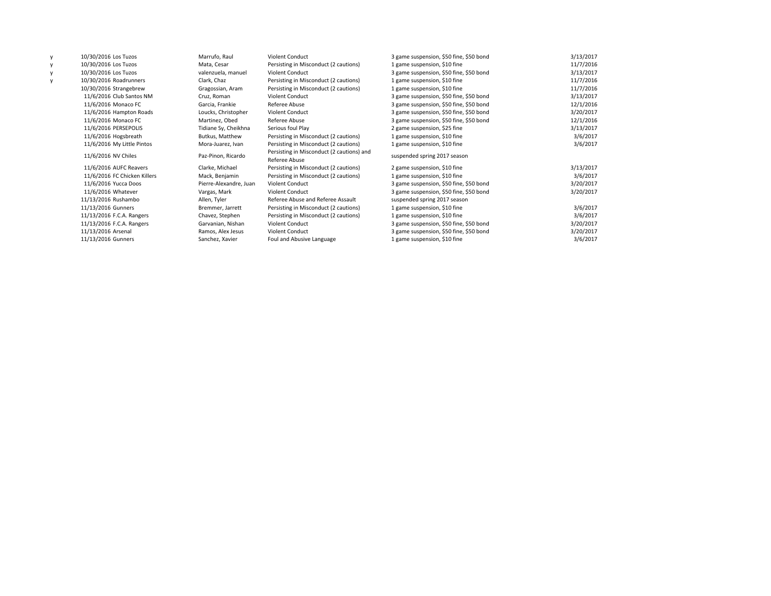| | | | | | | |
|---|---|---|---|---|---|---|
| y | 10/30/2016 | Los Tuzos | Marrufo, Raul | Violent Conduct | 3 game suspension, $50 fine, $50 bond | 3/13/2017 |
| y | 10/30/2016 | Los Tuzos | Mata, Cesar | Persisting in Misconduct (2 cautions) | 1 game suspension, $10 fine | 11/7/2016 |
| y | 10/30/2016 | Los Tuzos | valenzuela, manuel | Violent Conduct | 3 game suspension, $50 fine, $50 bond | 3/13/2017 |
| y | 10/30/2016 | Roadrunners | Clark, Chaz | Persisting in Misconduct (2 cautions) | 1 game suspension, $10 fine | 11/7/2016 |
| | 10/30/2016 | Strangebrew | Gragossian, Aram | Persisting in Misconduct (2 cautions) | 1 game suspension, $10 fine | 11/7/2016 |
| | 11/6/2016 | Club Santos NM | Cruz, Roman | Violent Conduct | 3 game suspension, $50 fine, $50 bond | 3/13/2017 |
| | 11/6/2016 | Monaco FC | Garcia, Frankie | Referee Abuse | 3 game suspension, $50 fine, $50 bond | 12/1/2016 |
| | 11/6/2016 | Hampton Roads | Loucks, Christopher | Violent Conduct | 3 game suspension, $50 fine, $50 bond | 3/20/2017 |
| | 11/6/2016 | Monaco FC | Martinez, Obed | Referee Abuse | 3 game suspension, $50 fine, $50 bond | 12/1/2016 |
| | 11/6/2016 | PERSEPOLIS | Tidiane Sy, Cheikhna | Serious foul Play | 2 game suspension, $25 fine | 3/13/2017 |
| | 11/6/2016 | Hogsbreath | Butkus, Matthew | Persisting in Misconduct (2 cautions) | 1 game suspension, $10 fine | 3/6/2017 |
| | 11/6/2016 | My Little Pintos | Mora-Juarez, Ivan | Persisting in Misconduct (2 cautions) | 1 game suspension, $10 fine | 3/6/2017 |
| | 11/6/2016 | NV Chiles | Paz-Pinon, Ricardo | Persisting in Misconduct (2 cautions) and Referee Abuse | suspended spring 2017 season | |
| | 11/6/2016 | AUFC Reavers | Clarke, Michael | Persisting in Misconduct (2 cautions) | 2 game suspension, $10 fine | 3/13/2017 |
| | 11/6/2016 | FC Chicken Killers | Mack, Benjamin | Persisting in Misconduct (2 cautions) | 1 game suspension, $10 fine | 3/6/2017 |
| | 11/6/2016 | Yucca Doos | Pierre-Alexandre, Juan | Violent Conduct | 3 game suspension, $50 fine, $50 bond | 3/20/2017 |
| | 11/6/2016 | Whatever | Vargas, Mark | Violent Conduct | 3 game suspension, $50 fine, $50 bond | 3/20/2017 |
| | 11/13/2016 | Rushambo | Allen, Tyler | Referee Abuse and Referee Assault | suspended spring 2017 season | |
| | 11/13/2016 | Gunners | Bremmer, Jarrett | Persisting in Misconduct (2 cautions) | 1 game suspension, $10 fine | 3/6/2017 |
| | 11/13/2016 | F.C.A. Rangers | Chavez, Stephen | Persisting in Misconduct (2 cautions) | 1 game suspension, $10 fine | 3/6/2017 |
| | 11/13/2016 | F.C.A. Rangers | Garvanian, Nishan | Violent Conduct | 3 game suspension, $50 fine, $50 bond | 3/20/2017 |
| | 11/13/2016 | Arsenal | Ramos, Alex Jesus | Violent Conduct | 3 game suspension, $50 fine, $50 bond | 3/20/2017 |
| | 11/13/2016 | Gunners | Sanchez, Xavier | Foul and Abusive Language | 1 game suspension, $10 fine | 3/6/2017 |